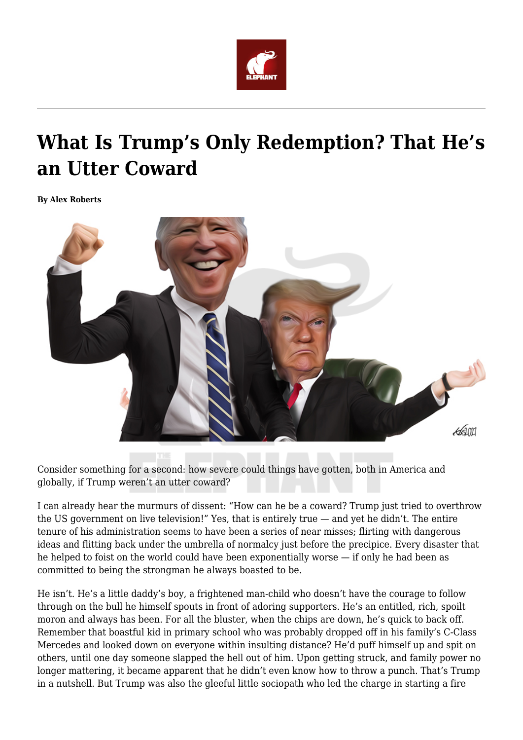# What Is Trump's Only Redemption? That He's an Utter Coward

**By Alex Roberts**

Consider something for a second: how severe could things have gotten, both in America and globally, if Trump weren't an utter coward?

I can already hear the murmurs of dissent: "How can he be a coward? Trump just tried to overthrow the US government on live television!" Yes, that is entirely true — and yet he didn't. The entire tenure of his administration seems to have been a series of near misses; flirting with dangerous ideas and flitting back under the umbrella of normalcy just before the precipice. Every disaster that he helped to foist on the world could have been exponentially worse — if only he had been as committed to being the strongman he always boasted to be.

He isn't. He's a little daddy's boy, a frightened man-child who doesn't have the courage to follow through on the bull he himself spouts in front of adoring supporters. He's an entitled, rich, spoilt moron and always has been. For all the bluster, when the chips are down, he's quick to back off. Remember that boastful kid in primary school who was probably dropped off in his family's C-Class Mercedes and looked down on everyone within insulting distance? He'd puff himself up and spit on others, until one day someone slapped the hell out of him. Upon getting struck, and family power no longer mattering, it became apparent that he didn't even know how to throw a punch. That's Trump in a nutshell. But Trump was also the gleeful little sociopath who led the charge in starting a fire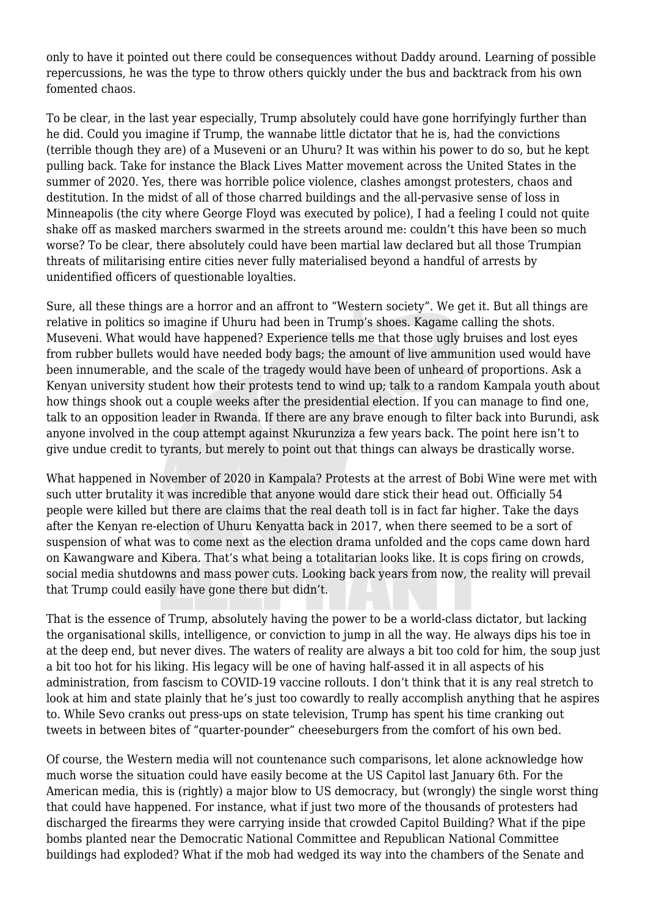only to have it pointed out there could be consequences without Daddy around. Learning of possible repercussions, he was the type to throw others quickly under the bus and backtrack from his own fomented chaos.

To be clear, in the last year especially, Trump absolutely could have gone horrifyingly further than he did. Could you imagine if Trump, the wannabe little dictator that he is, had the convictions (terrible though they are) of a Museveni or an Uhuru? It was within his power to do so, but he kept pulling back. Take for instance the Black Lives Matter movement across the United States in the summer of 2020. Yes, there was horrible police violence, clashes amongst protesters, chaos and destitution. In the midst of all of those charred buildings and the all-pervasive sense of loss in Minneapolis (the city where George Floyd was executed by police), I had a feeling I could not quite shake off as masked marchers swarmed in the streets around me: couldn't this have been so much worse? To be clear, there absolutely could have been martial law declared but all those Trumpian threats of militarising entire cities never fully materialised beyond a handful of arrests by unidentified officers of questionable loyalties.

Sure, all these things are a horror and an affront to "Western society". We get it. But all things are relative in politics so imagine if Uhuru had been in Trump's shoes. Kagame calling the shots. Museveni. What would have happened? Experience tells me that those ugly bruises and lost eyes from rubber bullets would have needed body bags; the amount of live ammunition used would have been innumerable, and the scale of the tragedy would have been of unheard of proportions. Ask a Kenyan university student how their protests tend to wind up; talk to a random Kampala youth about how things shook out a couple weeks after the presidential election. If you can manage to find one, talk to an opposition leader in Rwanda. If there are any brave enough to filter back into Burundi, ask anyone involved in the coup attempt against Nkurunziza a few years back. The point here isn't to give undue credit to tyrants, but merely to point out that things can always be drastically worse.

What happened in November of 2020 in Kampala? Protests at the arrest of Bobi Wine were met with such utter brutality it was incredible that anyone would dare stick their head out. Officially 54 people were killed but there are claims that the real death toll is in fact far higher. Take the days after the Kenyan re-election of Uhuru Kenyatta back in 2017, when there seemed to be a sort of suspension of what was to come next as the election drama unfolded and the cops came down hard on Kawangware and Kibera. That's what being a totalitarian looks like. It is cops firing on crowds, social media shutdowns and mass power cuts. Looking back years from now, the reality will prevail that Trump could easily have gone there but didn't.

That is the essence of Trump, absolutely having the power to be a world-class dictator, but lacking the organisational skills, intelligence, or conviction to jump in all the way. He always dips his toe in at the deep end, but never dives. The waters of reality are always a bit too cold for him, the soup just a bit too hot for his liking. His legacy will be one of having half-assed it in all aspects of his administration, from fascism to COVID-19 vaccine rollouts. I don't think that it is any real stretch to look at him and state plainly that he's just too cowardly to really accomplish anything that he aspires to. While Sevo cranks out press-ups on state television, Trump has spent his time cranking out tweets in between bites of "quarter-pounder" cheeseburgers from the comfort of his own bed.

Of course, the Western media will not countenance such comparisons, let alone acknowledge how much worse the situation could have easily become at the US Capitol last January 6th. For the American media, this is (rightly) a major blow to US democracy, but (wrongly) the single worst thing that could have happened. For instance, what if just two more of the thousands of protesters had discharged the firearms they were carrying inside that crowded Capitol Building? What if the pipe bombs planted near the Democratic National Committee and Republican National Committee buildings had exploded? What if the mob had wedged its way into the chambers of the Senate and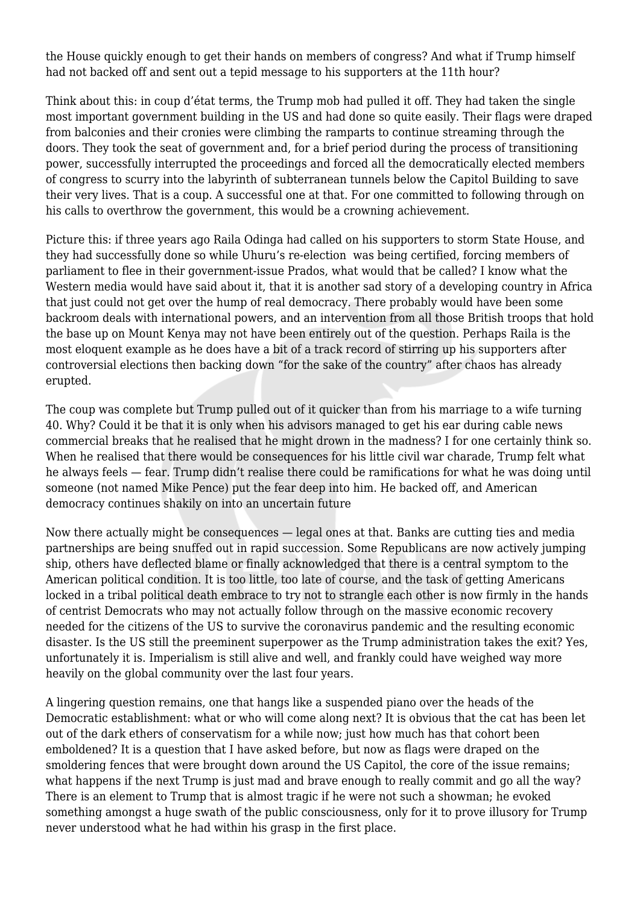the House quickly enough to get their hands on members of congress? And what if Trump himself had not backed off and sent out a tepid message to his supporters at the 11th hour?

Think about this: in coup d'état terms, the Trump mob had pulled it off. They had taken the single most important government building in the US and had done so quite easily. Their flags were draped from balconies and their cronies were climbing the ramparts to continue streaming through the doors. They took the seat of government and, for a brief period during the process of transitioning power, successfully interrupted the proceedings and forced all the democratically elected members of congress to scurry into the labyrinth of subterranean tunnels below the Capitol Building to save their very lives. That is a coup. A successful one at that. For one committed to following through on his calls to overthrow the government, this would be a crowning achievement.

Picture this: if three years ago Raila Odinga had called on his supporters to storm State House, and they had successfully done so while Uhuru's re-election was being certified, forcing members of parliament to flee in their government-issue Prados, what would that be called? I know what the Western media would have said about it, that it is another sad story of a developing country in Africa that just could not get over the hump of real democracy. There probably would have been some backroom deals with international powers, and an intervention from all those British troops that hold the base up on Mount Kenya may not have been entirely out of the question. Perhaps Raila is the most eloquent example as he does have a bit of a track record of stirring up his supporters after controversial elections then backing down "for the sake of the country" after chaos has already erupted.

The coup was complete but Trump pulled out of it quicker than from his marriage to a wife turning 40. Why? Could it be that it is only when his advisors managed to get his ear during cable news commercial breaks that he realised that he might drown in the madness? I for one certainly think so. When he realised that there would be consequences for his little civil war charade, Trump felt what he always feels — fear. Trump didn't realise there could be ramifications for what he was doing until someone (not named Mike Pence) put the fear deep into him. He backed off, and American democracy continues shakily on into an uncertain future

Now there actually might be consequences — legal ones at that. Banks are cutting ties and media partnerships are being snuffed out in rapid succession. Some Republicans are now actively jumping ship, others have deflected blame or finally acknowledged that there is a central symptom to the American political condition. It is too little, too late of course, and the task of getting Americans locked in a tribal political death embrace to try not to strangle each other is now firmly in the hands of centrist Democrats who may not actually follow through on the massive economic recovery needed for the citizens of the US to survive the coronavirus pandemic and the resulting economic disaster. Is the US still the preeminent superpower as the Trump administration takes the exit? Yes, unfortunately it is. Imperialism is still alive and well, and frankly could have weighed way more heavily on the global community over the last four years.

A lingering question remains, one that hangs like a suspended piano over the heads of the Democratic establishment: what or who will come along next? It is obvious that the cat has been let out of the dark ethers of conservatism for a while now; just how much has that cohort been emboldened? It is a question that I have asked before, but now as flags were draped on the smoldering fences that were brought down around the US Capitol, the core of the issue remains; what happens if the next Trump is just mad and brave enough to really commit and go all the way? There is an element to Trump that is almost tragic if he were not such a showman; he evoked something amongst a huge swath of the public consciousness, only for it to prove illusory for Trump never understood what he had within his grasp in the first place.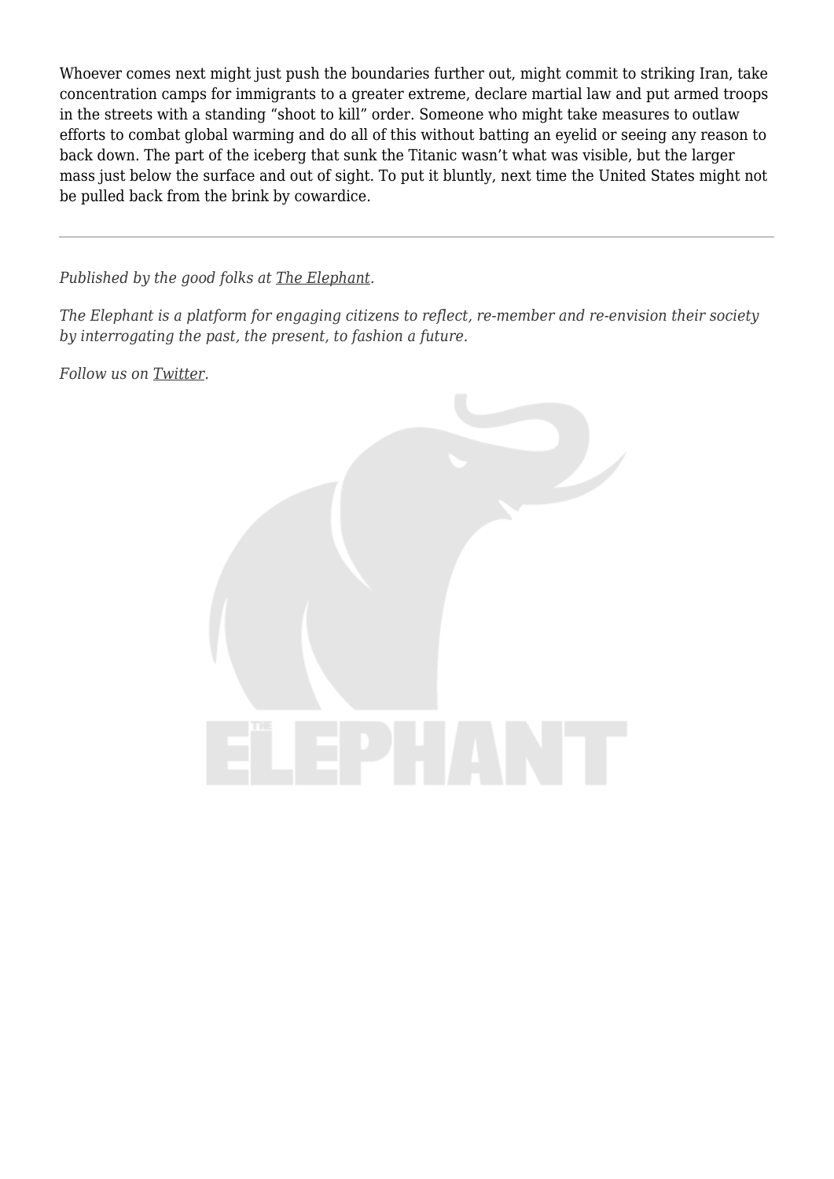Whoever comes next might just push the boundaries further out, might commit to striking Iran, take concentration camps for immigrants to a greater extreme, declare martial law and put armed troops in the streets with a standing "shoot to kill" order. Someone who might take measures to outlaw efforts to combat global warming and do all of this without batting an eyelid or seeing any reason to back down. The part of the iceberg that sunk the Titanic wasn't what was visible, but the larger mass just below the surface and out of sight. To put it bluntly, next time the United States might not be pulled back from the brink by cowardice.

---

*Published by the good folks at The Elephant.*

*The Elephant is a platform for engaging citizens to reflect, re-member and re-envision their society by interrogating the past, the present, to fashion a future.*

*Follow us on Twitter.*